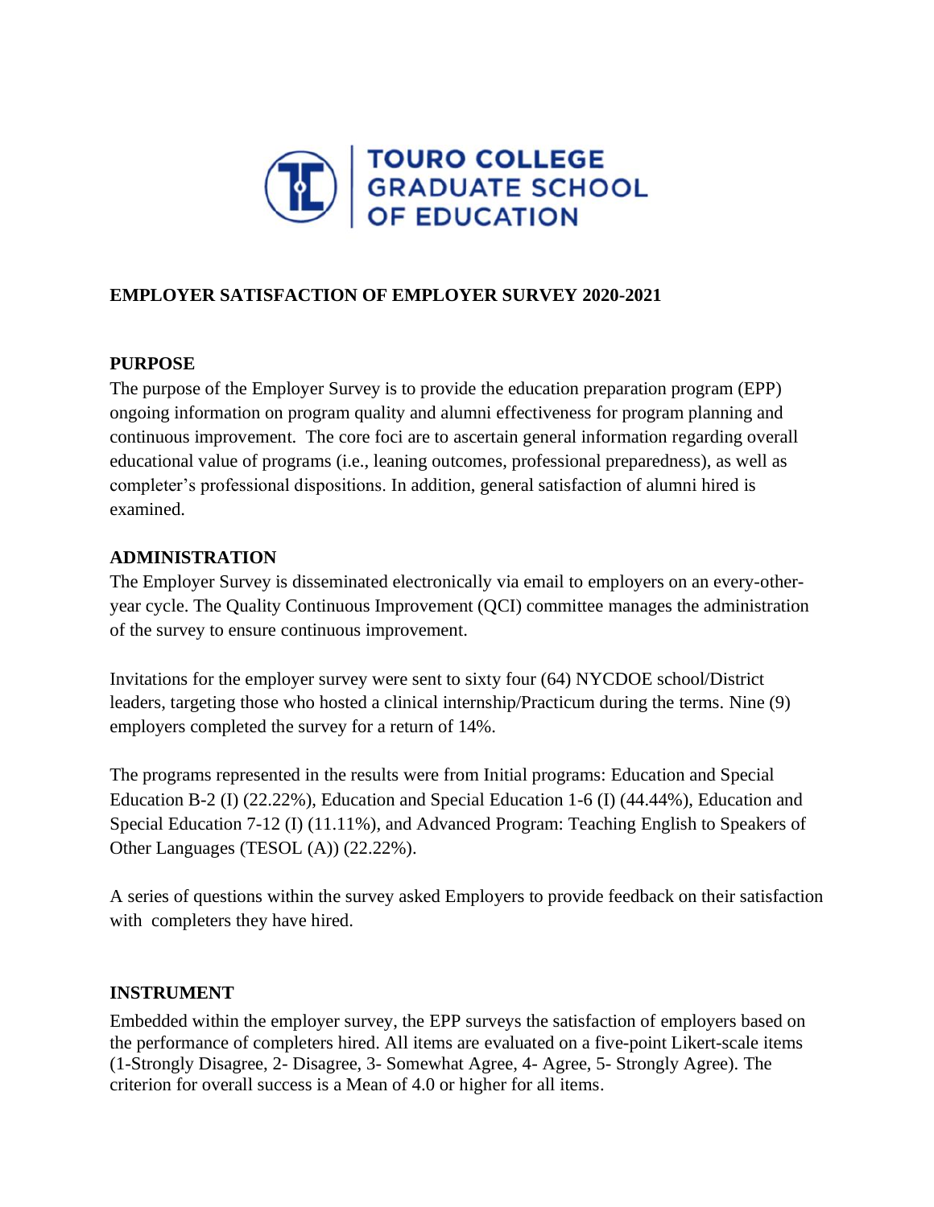# TOURO COLLEGE GRADUATE SCHOOL OF EDUCATION

## EMPLOYER SATISFACTION OF EMPLOYER SURVEY 2020-2021

### PURPOSE

The purpose of the Employer Survey is to provide the education preparation program (EPP) ongoing information on program quality and alumni effectiveness for program planning and continuous improvement. The core foci are to ascertain general information regarding overall educational value of programs (i.e., leaning outcomes, professional preparedness), as well as completer's professional dispositions. In addition, general satisfaction of alumni hired is examined.

### ADMINISTRATION

The Employer Survey is disseminated electronically via email to employers on an every-other-year cycle. The Quality Continuous Improvement (QCI) committee manages the administration of the survey to ensure continuous improvement.

Invitations for the employer survey were sent to sixty four (64) NYCDOE school/District leaders, targeting those who hosted a clinical internship/Practicum during the terms. Nine (9) employers completed the survey for a return of 14%.

The programs represented in the results were from Initial programs: Education and Special Education B-2 (I) (22.22%), Education and Special Education 1-6 (I) (44.44%), Education and Special Education 7-12 (I) (11.11%), and Advanced Program: Teaching English to Speakers of Other Languages (TESOL (A)) (22.22%).

A series of questions within the survey asked Employers to provide feedback on their satisfaction with completers they have hired.

### INSTRUMENT

Embedded within the employer survey, the EPP surveys the satisfaction of employers based on the performance of completers hired. All items are evaluated on a five-point Likert-scale items (1-Strongly Disagree, 2- Disagree, 3- Somewhat Agree, 4- Agree, 5- Strongly Agree). The criterion for overall success is a Mean of 4.0 or higher for all items.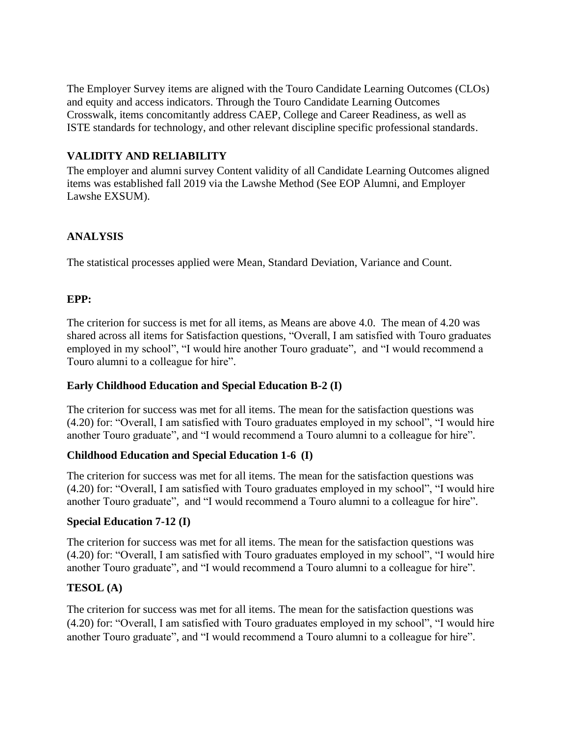The Employer Survey items are aligned with the Touro Candidate Learning Outcomes (CLOs) and equity and access indicators. Through the Touro Candidate Learning Outcomes Crosswalk, items concomitantly address CAEP, College and Career Readiness, as well as ISTE standards for technology, and other relevant discipline specific professional standards.

## VALIDITY AND RELIABILITY

The employer and alumni survey Content validity of all Candidate Learning Outcomes aligned items was established fall 2019 via the Lawshe Method (See EOP Alumni, and Employer Lawshe EXSUM).

## ANALYSIS

The statistical processes applied were Mean, Standard Deviation, Variance and Count.

### EPP:

The criterion for success is met for all items, as Means are above 4.0. The mean of 4.20 was shared across all items for Satisfaction questions, "Overall, I am satisfied with Touro graduates employed in my school", "I would hire another Touro graduate", and "I would recommend a Touro alumni to a colleague for hire".

### Early Childhood Education and Special Education B-2 (I)

The criterion for success was met for all items. The mean for the satisfaction questions was (4.20) for: "Overall, I am satisfied with Touro graduates employed in my school", "I would hire another Touro graduate", and "I would recommend a Touro alumni to a colleague for hire".

### Childhood Education and Special Education 1-6 (I)

The criterion for success was met for all items. The mean for the satisfaction questions was (4.20) for: "Overall, I am satisfied with Touro graduates employed in my school", "I would hire another Touro graduate", and "I would recommend a Touro alumni to a colleague for hire".

### Special Education 7-12 (I)

The criterion for success was met for all items. The mean for the satisfaction questions was (4.20) for: "Overall, I am satisfied with Touro graduates employed in my school", "I would hire another Touro graduate", and "I would recommend a Touro alumni to a colleague for hire".

### TESOL (A)

The criterion for success was met for all items. The mean for the satisfaction questions was (4.20) for: "Overall, I am satisfied with Touro graduates employed in my school", "I would hire another Touro graduate", and "I would recommend a Touro alumni to a colleague for hire".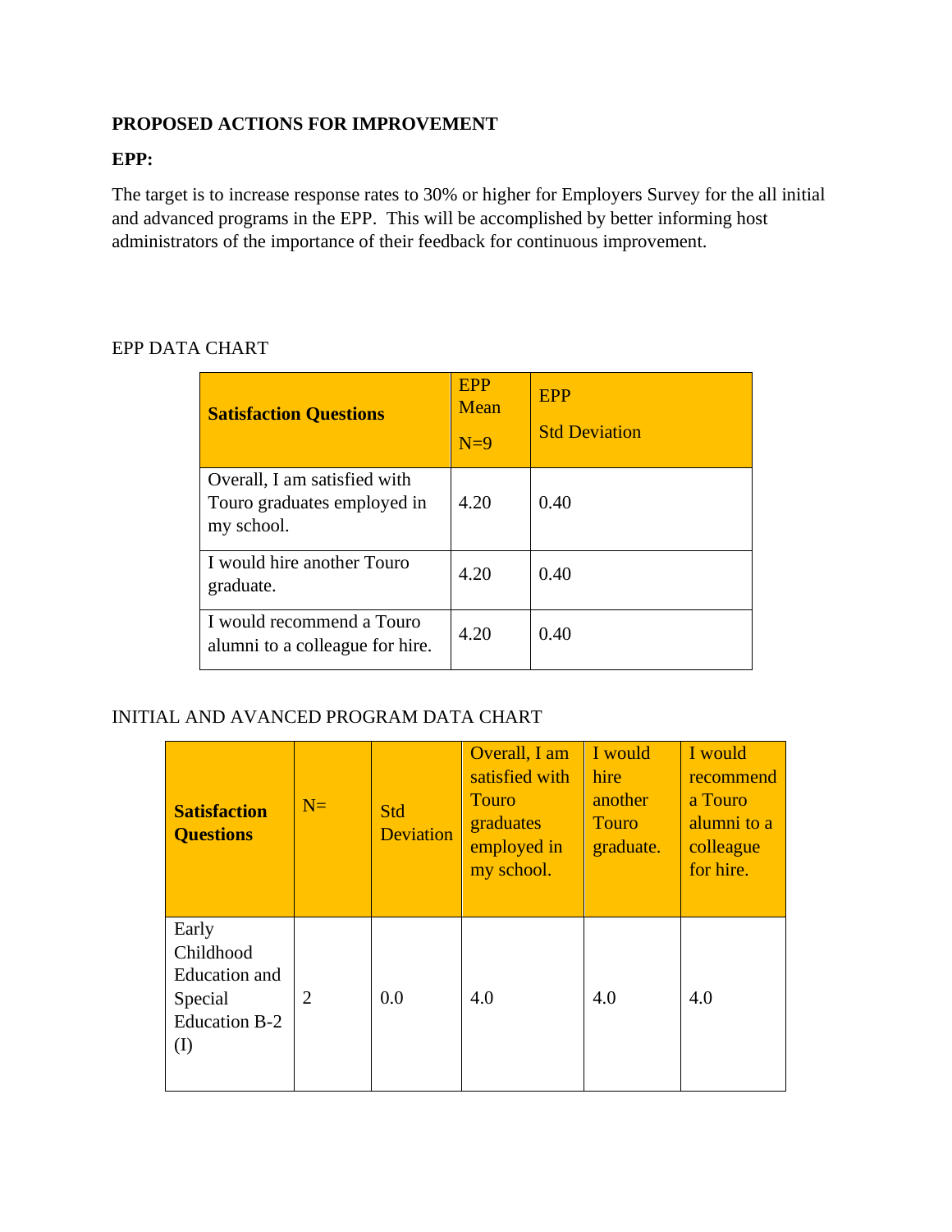**PROPOSED ACTIONS FOR IMPROVEMENT**

**EPP:**

The target is to increase response rates to 30% or higher for Employers Survey for the all initial and advanced programs in the EPP. This will be accomplished by better informing host administrators of the importance of their feedback for continuous improvement.

EPP DATA CHART

| **Satisfaction Questions** | EPP Mean N=9 | EPP Std Deviation |
|---|---|---|
| Overall, I am satisfied with Touro graduates employed in my school. | 4.20 | 0.40 |
| I would hire another Touro graduate. | 4.20 | 0.40 |
| I would recommend a Touro alumni to a colleague for hire. | 4.20 | 0.40 |

INITIAL AND AVANCED PROGRAM DATA CHART

| **Satisfaction Questions** | N= | Std Deviation | Overall, I am satisfied with Touro graduates employed in my school. | I would hire another Touro graduate. | I would recommend a Touro alumni to a colleague for hire. |
|---|---|---|---|---|---|
| Early Childhood Education and Special Education B-2 (I) | 2 | 0.0 | 4.0 | 4.0 | 4.0 |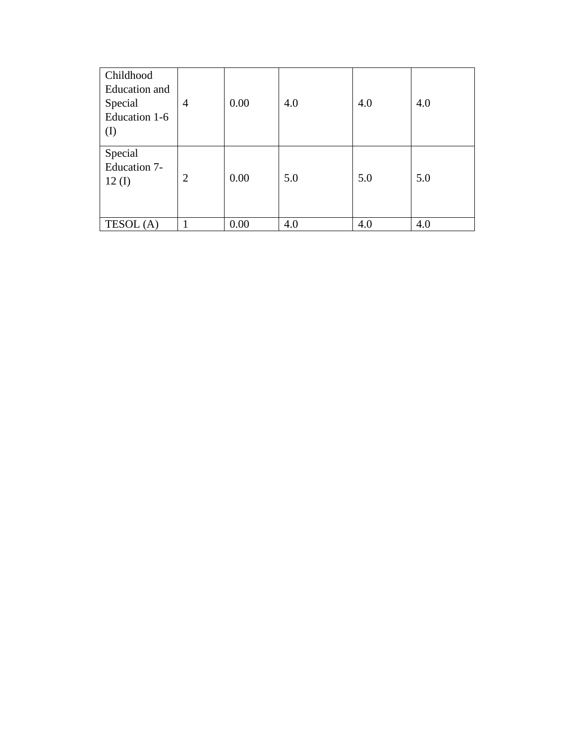| | | | | | |
|---|---|---|---|---|---|
| Childhood Education and Special Education 1-6 (I) | 4 | 0.00 | 4.0 | 4.0 | 4.0 |
| Special Education 7-12 (I) | 2 | 0.00 | 5.0 | 5.0 | 5.0 |
| TESOL (A) | 1 | 0.00 | 4.0 | 4.0 | 4.0 |